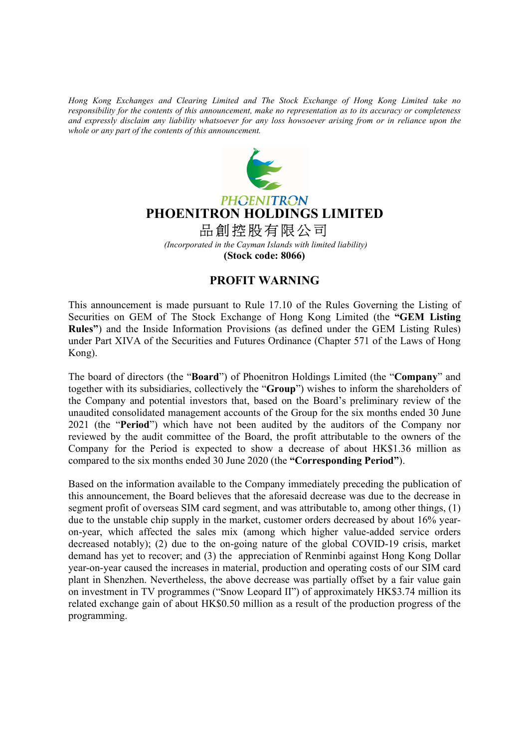*Hong Kong Exchanges and Clearing Limited and The Stock Exchange of Hong Kong Limited take no responsibility for the contents of this announcement, make no representation as to its accuracy or completeness and expressly disclaim any liability whatsoever for any loss howsoever arising from or in reliance upon the whole or any part of the contents of this announcement.*

PHOENITRON

# PHOENITRON HOLDINGS LIMITED

# 品創控股有限公司

*(Incorporated in the Cayman Islands with limited liability)*

**(Stock code: 8066)**

## PROFIT WARNING

This announcement is made pursuant to Rule 17.10 of the Rules Governing the Listing of Securities on GEM of The Stock Exchange of Hong Kong Limited (the **"GEM Listing Rules"**) and the Inside Information Provisions (as defined under the GEM Listing Rules) under Part XIVA of the Securities and Futures Ordinance (Chapter 571 of the Laws of Hong Kong).

The board of directors (the "**Board**") of Phoenitron Holdings Limited (the "**Company**" and together with its subsidiaries, collectively the "**Group**") wishes to inform the shareholders of the Company and potential investors that, based on the Board's preliminary review of the unaudited consolidated management accounts of the Group for the six months ended 30 June 2021 (the "**Period**") which have not been audited by the auditors of the Company nor reviewed by the audit committee of the Board, the profit attributable to the owners of the Company for the Period is expected to show a decrease of about HK$1.36 million as compared to the six months ended 30 June 2020 (the **"Corresponding Period"**).

Based on the information available to the Company immediately preceding the publication of this announcement, the Board believes that the aforesaid decrease was due to the decrease in segment profit of overseas SIM card segment, and was attributable to, among other things, (1) due to the unstable chip supply in the market, customer orders decreased by about 16% year-on-year, which affected the sales mix (among which higher value-added service orders decreased notably); (2) due to the on-going nature of the global COVID-19 crisis, market demand has yet to recover; and (3) the appreciation of Renminbi against Hong Kong Dollar year-on-year caused the increases in material, production and operating costs of our SIM card plant in Shenzhen. Nevertheless, the above decrease was partially offset by a fair value gain on investment in TV programmes ("Snow Leopard II") of approximately HK$3.74 million its related exchange gain of about HK$0.50 million as a result of the production progress of the programming.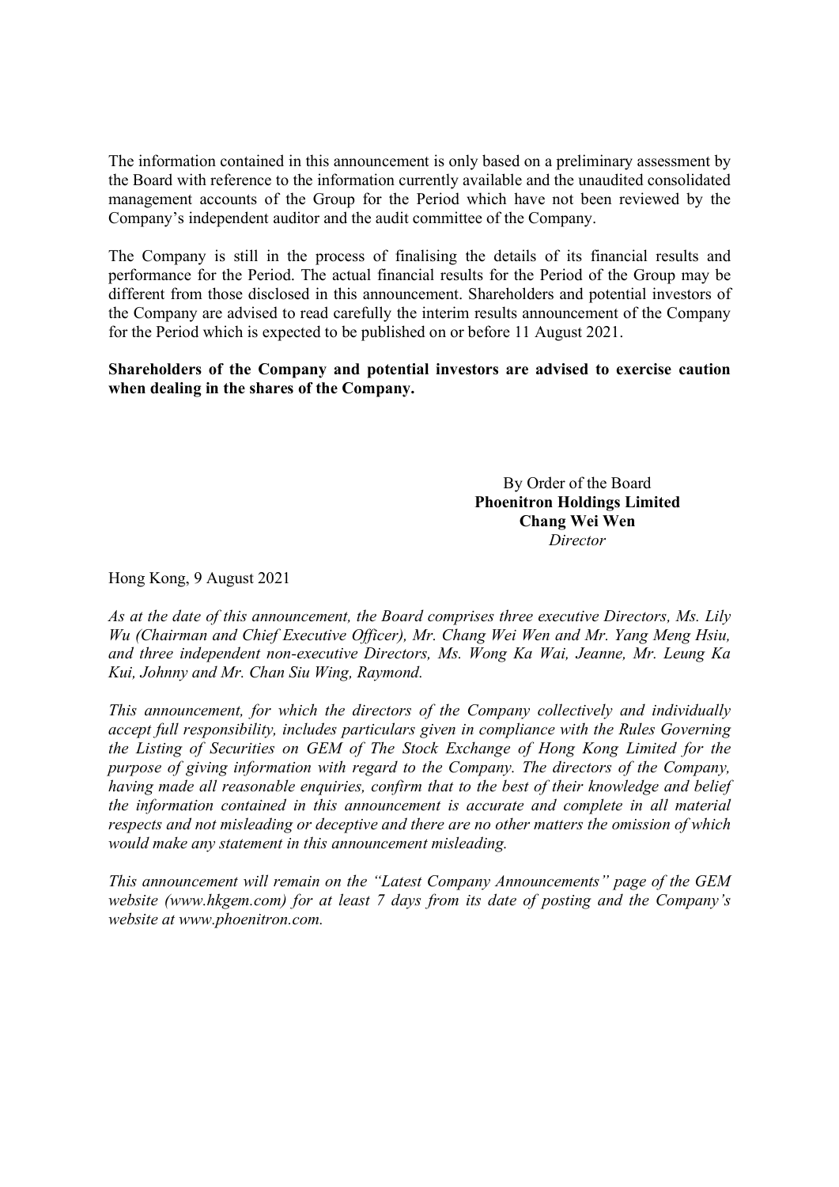The information contained in this announcement is only based on a preliminary assessment by the Board with reference to the information currently available and the unaudited consolidated management accounts of the Group for the Period which have not been reviewed by the Company's independent auditor and the audit committee of the Company.

The Company is still in the process of finalising the details of its financial results and performance for the Period. The actual financial results for the Period of the Group may be different from those disclosed in this announcement. Shareholders and potential investors of the Company are advised to read carefully the interim results announcement of the Company for the Period which is expected to be published on or before 11 August 2021.

**Shareholders of the Company and potential investors are advised to exercise caution when dealing in the shares of the Company.**

By Order of the Board
**Phoenitron Holdings Limited**
**Chang Wei Wen**
*Director*

Hong Kong, 9 August 2021

*As at the date of this announcement, the Board comprises three executive Directors, Ms. Lily Wu (Chairman and Chief Executive Officer), Mr. Chang Wei Wen and Mr. Yang Meng Hsiu, and three independent non-executive Directors, Ms. Wong Ka Wai, Jeanne, Mr. Leung Ka Kui, Johnny and Mr. Chan Siu Wing, Raymond.*

*This announcement, for which the directors of the Company collectively and individually accept full responsibility, includes particulars given in compliance with the Rules Governing the Listing of Securities on GEM of The Stock Exchange of Hong Kong Limited for the purpose of giving information with regard to the Company. The directors of the Company, having made all reasonable enquiries, confirm that to the best of their knowledge and belief the information contained in this announcement is accurate and complete in all material respects and not misleading or deceptive and there are no other matters the omission of which would make any statement in this announcement misleading.*

*This announcement will remain on the "Latest Company Announcements" page of the GEM website (www.hkgem.com) for at least 7 days from its date of posting and the Company's website at www.phoenitron.com.*